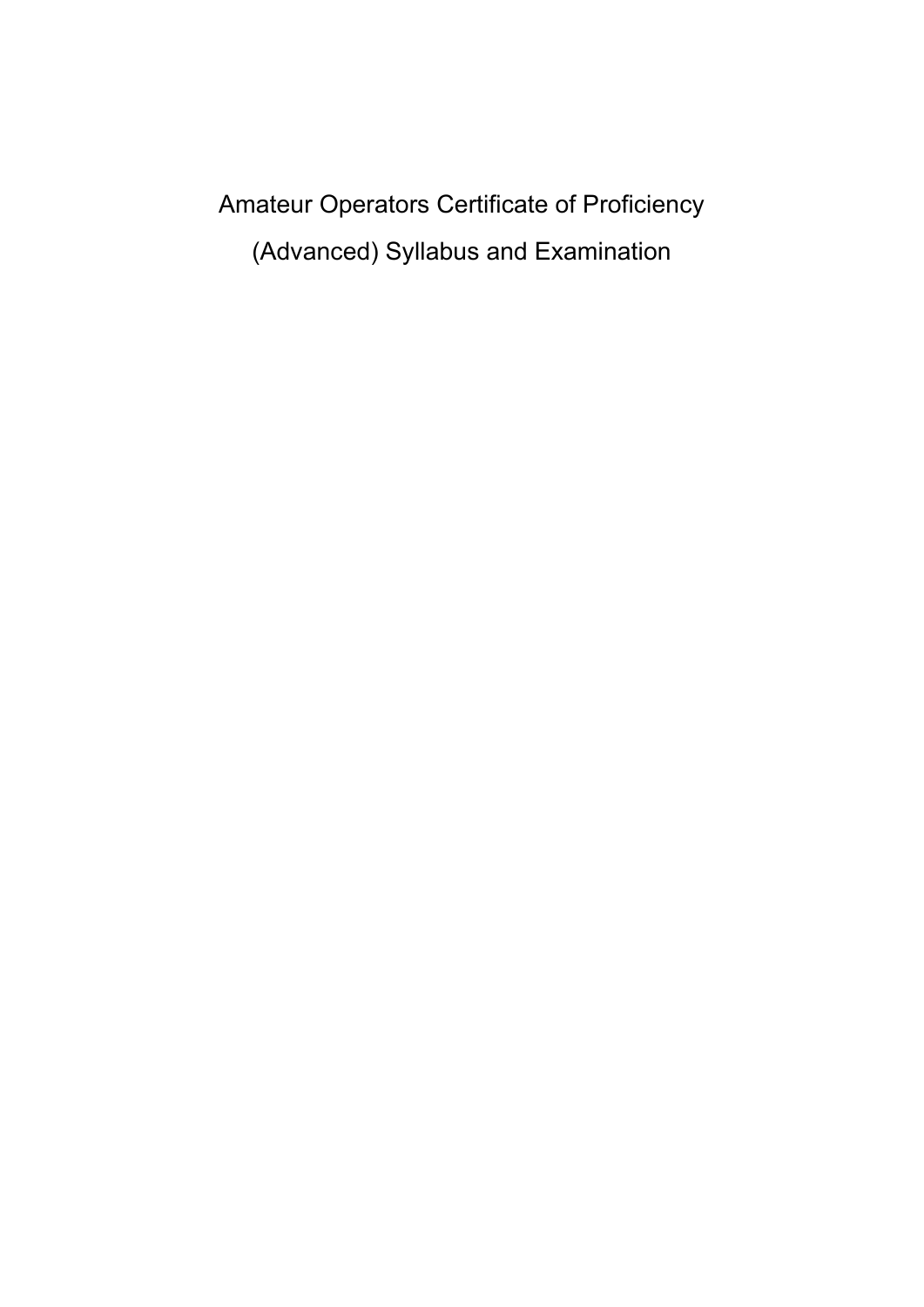# Amateur Operators Certificate of Proficiency (Advanced) Syllabus and Examination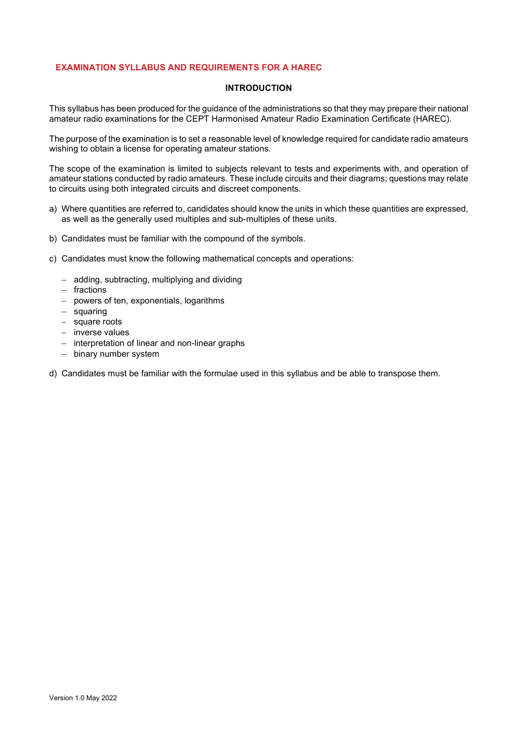## EXAMINATION SYLLABUS AND REQUIREMENTS FOR A HAREC

### INTRODUCTION

This syllabus has been produced for the guidance of the administrations so that they may prepare their national amateur radio examinations for the CEPT Harmonised Amateur Radio Examination Certificate (HAREC).

The purpose of the examination is to set a reasonable level of knowledge required for candidate radio amateurs wishing to obtain a license for operating amateur stations.

The scope of the examination is limited to subjects relevant to tests and experiments with, and operation of amateur stations conducted by radio amateurs. These include circuits and their diagrams; questions may relate to circuits using both integrated circuits and discreet components.

a) Where quantities are referred to, candidates should know the units in which these quantities are expressed, as well as the generally used multiples and sub-multiples of these units.

b) Candidates must be familiar with the compound of the symbols.

c) Candidates must know the following mathematical concepts and operations:

   - adding, subtracting, multiplying and dividing
   - fractions
   - powers of ten, exponentials, logarithms
   - squaring
   - square roots
   - inverse values
   - interpretation of linear and non-linear graphs
   - binary number system

d) Candidates must be familiar with the formulae used in this syllabus and be able to transpose them.

Version 1.0 May 2022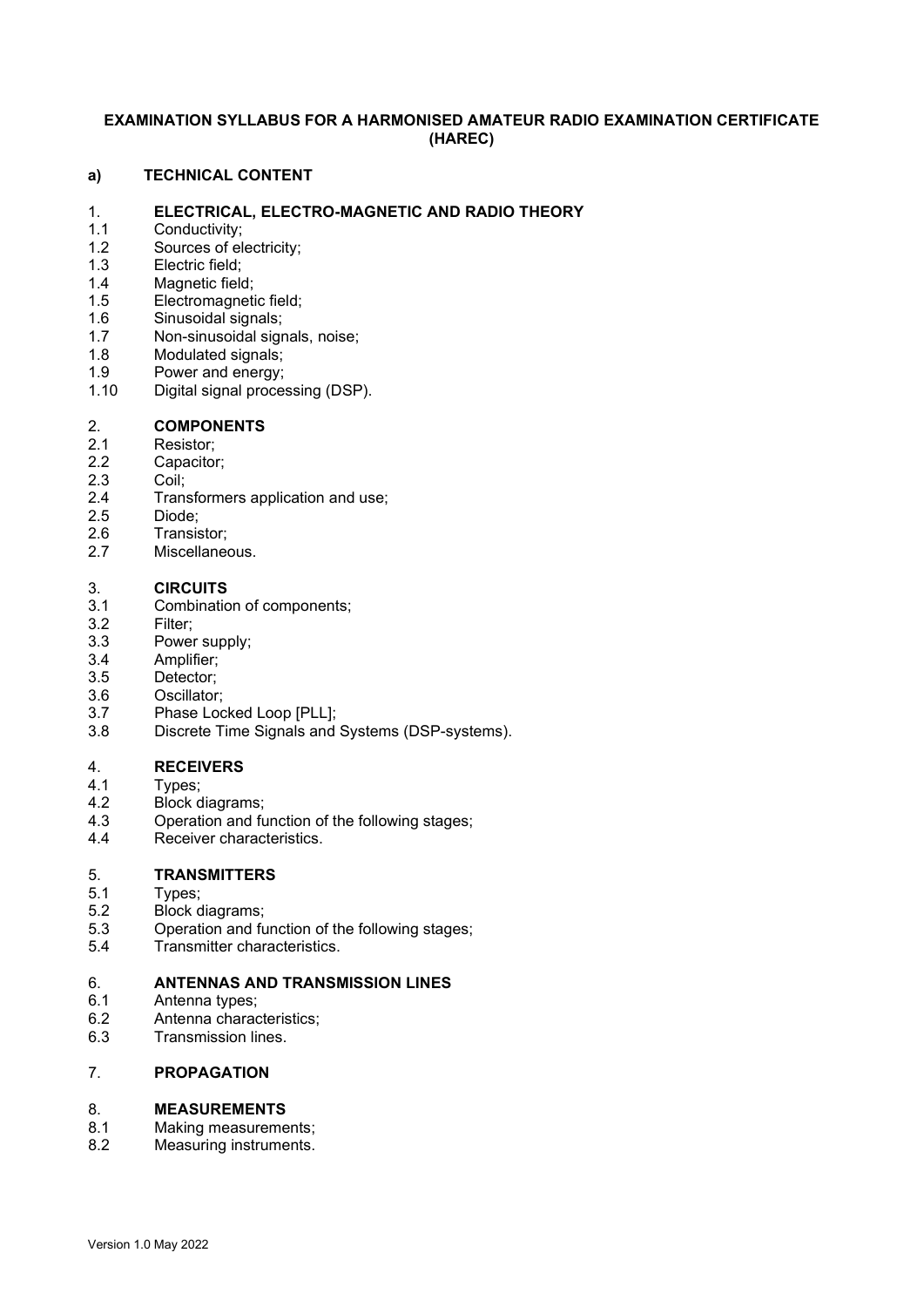**EXAMINATION SYLLABUS FOR A HARMONISED AMATEUR RADIO EXAMINATION CERTIFICATE (HAREC)**

**a) TECHNICAL CONTENT**

**1. ELECTRICAL, ELECTRO-MAGNETIC AND RADIO THEORY**

1.1 Conductivity;
1.2 Sources of electricity;
1.3 Electric field;
1.4 Magnetic field;
1.5 Electromagnetic field;
1.6 Sinusoidal signals;
1.7 Non-sinusoidal signals, noise;
1.8 Modulated signals;
1.9 Power and energy;
1.10 Digital signal processing (DSP).

**2. COMPONENTS**

2.1 Resistor;
2.2 Capacitor;
2.3 Coil;
2.4 Transformers application and use;
2.5 Diode;
2.6 Transistor;
2.7 Miscellaneous.

**3. CIRCUITS**

3.1 Combination of components;
3.2 Filter;
3.3 Power supply;
3.4 Amplifier;
3.5 Detector;
3.6 Oscillator;
3.7 Phase Locked Loop [PLL];
3.8 Discrete Time Signals and Systems (DSP-systems).

**4. RECEIVERS**

4.1 Types;
4.2 Block diagrams;
4.3 Operation and function of the following stages;
4.4 Receiver characteristics.

**5. TRANSMITTERS**

5.1 Types;
5.2 Block diagrams;
5.3 Operation and function of the following stages;
5.4 Transmitter characteristics.

**6. ANTENNAS AND TRANSMISSION LINES**

6.1 Antenna types;
6.2 Antenna characteristics;
6.3 Transmission lines.

**7. PROPAGATION**

**8. MEASUREMENTS**

8.1 Making measurements;
8.2 Measuring instruments.

Version 1.0 May 2022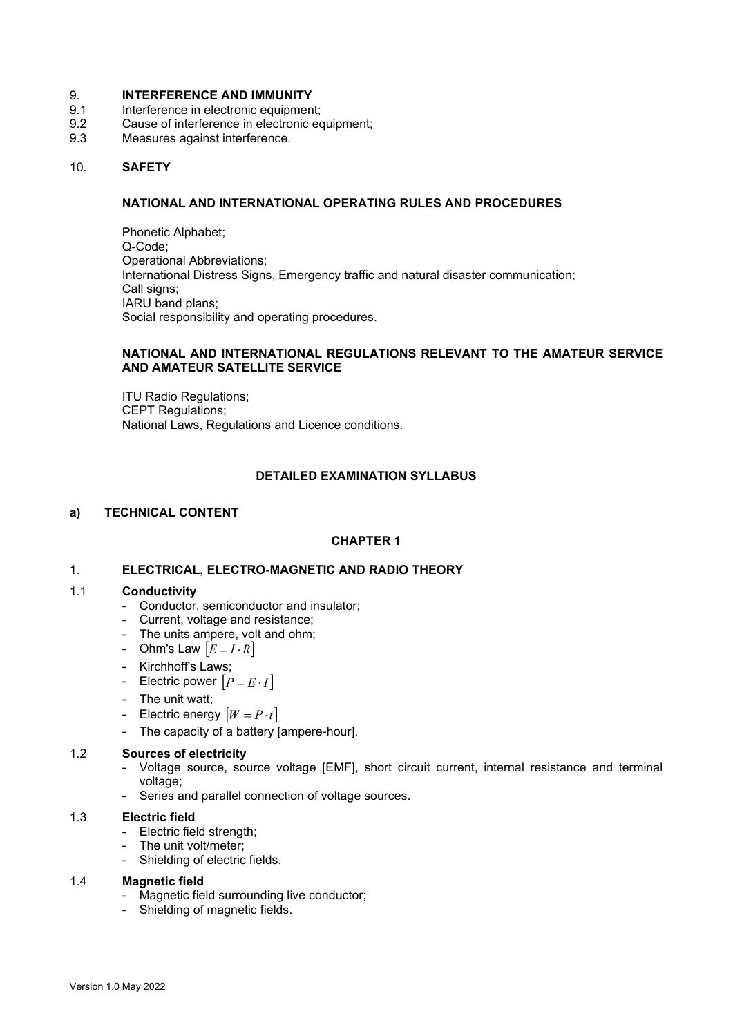## 9. INTERFERENCE AND IMMUNITY

9.1 Interference in electronic equipment;
9.2 Cause of interference in electronic equipment;
9.3 Measures against interference.

## 10. SAFETY

### NATIONAL AND INTERNATIONAL OPERATING RULES AND PROCEDURES

Phonetic Alphabet;
Q-Code;
Operational Abbreviations;
International Distress Signs, Emergency traffic and natural disaster communication;
Call signs;
IARU band plans;
Social responsibility and operating procedures.

### NATIONAL AND INTERNATIONAL REGULATIONS RELEVANT TO THE AMATEUR SERVICE AND AMATEUR SATELLITE SERVICE

ITU Radio Regulations;
CEPT Regulations;
National Laws, Regulations and Licence conditions.

# DETAILED EXAMINATION SYLLABUS

## a) TECHNICAL CONTENT

### CHAPTER 1

## 1. ELECTRICAL, ELECTRO-MAGNETIC AND RADIO THEORY

### 1.1 Conductivity

- Conductor, semiconductor and insulator;
- Current, voltage and resistance;
- The units ampere, volt and ohm;
- Ohm's Law $\left[E = I \cdot R\right]$
- Kirchhoff's Laws;
- Electric power $\left[P = E \cdot I\right]$
- The unit watt;
- Electric energy $\left[W = P \cdot t\right]$
- The capacity of a battery [ampere-hour].

### 1.2 Sources of electricity

- Voltage source, source voltage [EMF], short circuit current, internal resistance and terminal voltage;
- Series and parallel connection of voltage sources.

### 1.3 Electric field

- Electric field strength;
- The unit volt/meter;
- Shielding of electric fields.

### 1.4 Magnetic field

- Magnetic field surrounding live conductor;
- Shielding of magnetic fields.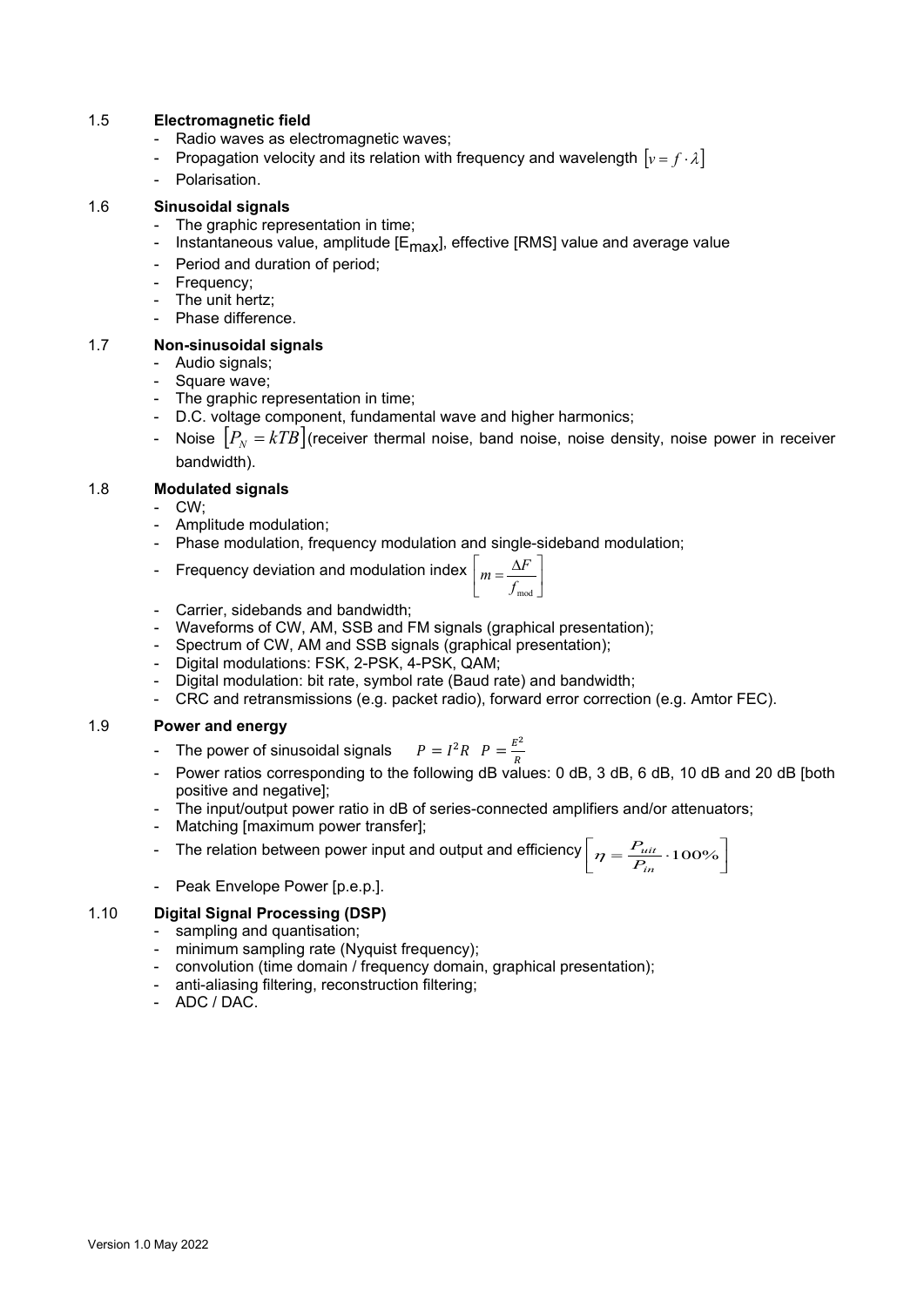## 1.5 Electromagnetic field

- Radio waves as electromagnetic waves;
- Propagation velocity and its relation with frequency and wavelength $[v = f \cdot \lambda]$
- Polarisation.

## 1.6 Sinusoidal signals

- The graphic representation in time;
- Instantaneous value, amplitude [$E_{max}$], effective [RMS] value and average value
- Period and duration of period;
- Frequency;
- The unit hertz;
- Phase difference.

## 1.7 Non-sinusoidal signals

- Audio signals;
- Square wave;
- The graphic representation in time;
- D.C. voltage component, fundamental wave and higher harmonics;
- Noise $[P_N = kTB]$(receiver thermal noise, band noise, noise density, noise power in receiver bandwidth).

## 1.8 Modulated signals

- CW;
- Amplitude modulation;
- Phase modulation, frequency modulation and single-sideband modulation;
- Frequency deviation and modulation index $\left[m = \frac{\Delta F}{f_{\text{mod}}}\right]$
- Carrier, sidebands and bandwidth;
- Waveforms of CW, AM, SSB and FM signals (graphical presentation);
- Spectrum of CW, AM and SSB signals (graphical presentation);
- Digital modulations: FSK, 2-PSK, 4-PSK, QAM;
- Digital modulation: bit rate, symbol rate (Baud rate) and bandwidth;
- CRC and retransmissions (e.g. packet radio), forward error correction (e.g. Amtor FEC).

## 1.9 Power and energy

- The power of sinusoidal signals $P = I^2 R \quad P = \frac{E^2}{R}$
- Power ratios corresponding to the following dB values: 0 dB, 3 dB, 6 dB, 10 dB and 20 dB [both positive and negative];
- The input/output power ratio in dB of series-connected amplifiers and/or attenuators;
- Matching [maximum power transfer];
- The relation between power input and output and efficiency $\left[\eta = \frac{P_{uit}}{P_{in}} \cdot 100\%\right]$
- Peak Envelope Power [p.e.p.].

## 1.10 Digital Signal Processing (DSP)

- sampling and quantisation;
- minimum sampling rate (Nyquist frequency);
- convolution (time domain / frequency domain, graphical presentation);
- anti-aliasing filtering, reconstruction filtering;
- ADC / DAC.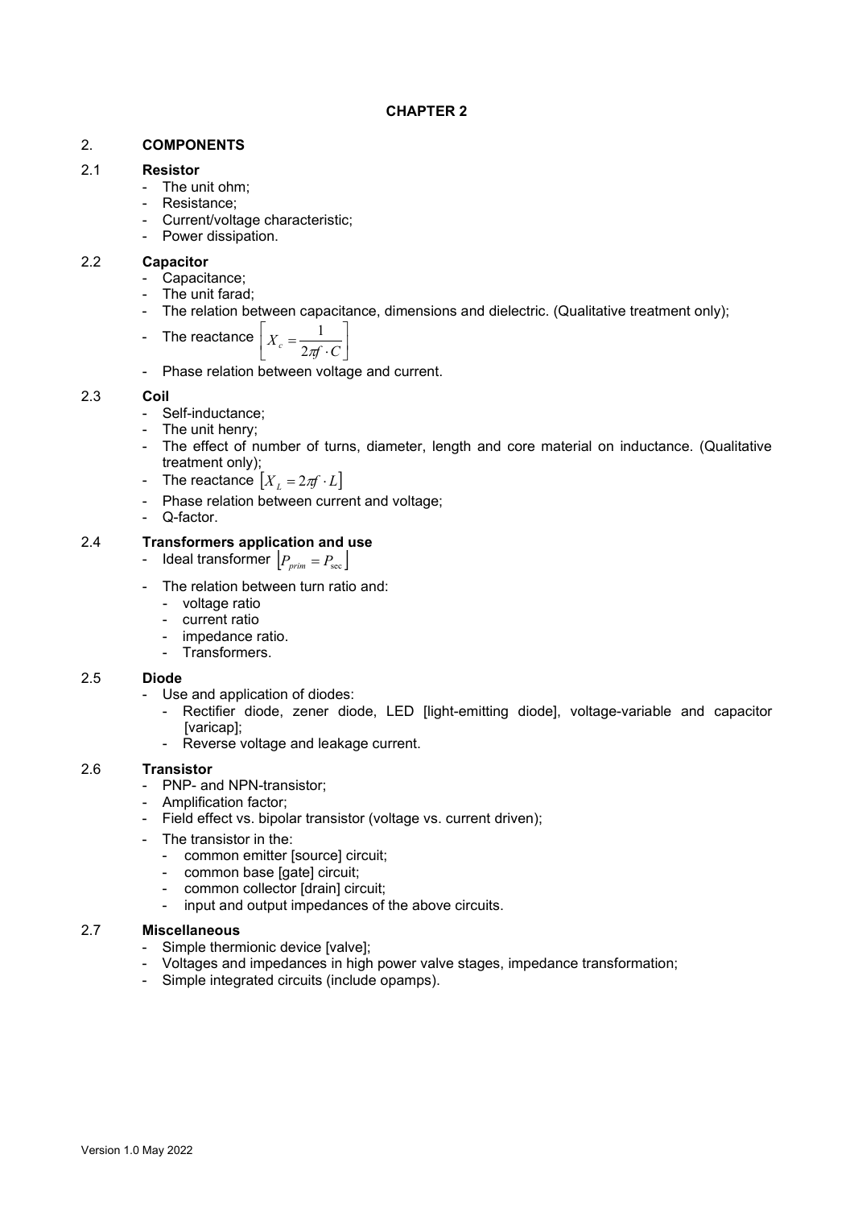# CHAPTER 2

## 2. COMPONENTS

### 2.1 Resistor

- The unit ohm;
- Resistance;
- Current/voltage characteristic;
- Power dissipation.

### 2.2 Capacitor

- Capacitance;
- The unit farad;
- The relation between capacitance, dimensions and dielectric. (Qualitative treatment only);
- The reactance $\left[X_c = \dfrac{1}{2\pi f \cdot C}\right]$
- Phase relation between voltage and current.

### 2.3 Coil

- Self-inductance;
- The unit henry;
- The effect of number of turns, diameter, length and core material on inductance. (Qualitative treatment only);
- The reactance $\left[X_L = 2\pi f \cdot L\right]$
- Phase relation between current and voltage;
- Q-factor.

### 2.4 Transformers application and use

- Ideal transformer $\left[P_{prim} = P_{\sec}\right]$
- The relation between turn ratio and:
  - voltage ratio
  - current ratio
  - impedance ratio.
  - Transformers.

### 2.5 Diode

- Use and application of diodes:
  - Rectifier diode, zener diode, LED [light-emitting diode], voltage-variable and capacitor [varicap];
  - Reverse voltage and leakage current.

### 2.6 Transistor

- PNP- and NPN-transistor;
- Amplification factor;
- Field effect vs. bipolar transistor (voltage vs. current driven);
- The transistor in the:
  - common emitter [source] circuit;
  - common base [gate] circuit;
  - common collector [drain] circuit;
  - input and output impedances of the above circuits.

### 2.7 Miscellaneous

- Simple thermionic device [valve];
- Voltages and impedances in high power valve stages, impedance transformation;
- Simple integrated circuits (include opamps).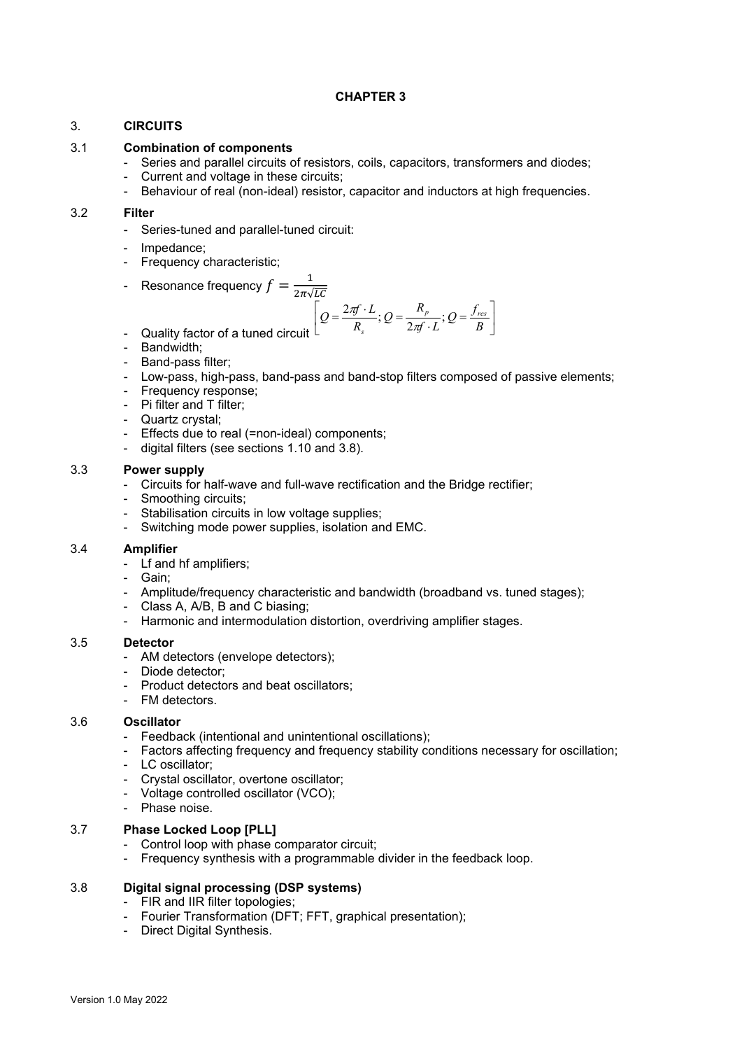# CHAPTER 3

## 3. CIRCUITS

### 3.1 Combination of components

- Series and parallel circuits of resistors, coils, capacitors, transformers and diodes;
- Current and voltage in these circuits;
- Behaviour of real (non-ideal) resistor, capacitor and inductors at high frequencies.

### 3.2 Filter

- Series-tuned and parallel-tuned circuit:
- Impedance;
- Frequency characteristic;
- Resonance frequency $f = \frac{1}{2\pi\sqrt{LC}}$
- Quality factor of a tuned circuit $\left[ Q = \frac{2\pi f \cdot L}{R_s}; Q = \frac{R_p}{2\pi f \cdot L}; Q = \frac{f_{res}}{B} \right]$
- Bandwidth;
- Band-pass filter;
- Low-pass, high-pass, band-pass and band-stop filters composed of passive elements;
- Frequency response;
- Pi filter and T filter;
- Quartz crystal;
- Effects due to real (=non-ideal) components;
- digital filters (see sections 1.10 and 3.8).

### 3.3 Power supply

- Circuits for half-wave and full-wave rectification and the Bridge rectifier;
- Smoothing circuits;
- Stabilisation circuits in low voltage supplies;
- Switching mode power supplies, isolation and EMC.

### 3.4 Amplifier

- Lf and hf amplifiers;
- Gain;
- Amplitude/frequency characteristic and bandwidth (broadband vs. tuned stages);
- Class A, A/B, B and C biasing;
- Harmonic and intermodulation distortion, overdriving amplifier stages.

### 3.5 Detector

- AM detectors (envelope detectors);
- Diode detector;
- Product detectors and beat oscillators;
- FM detectors.

### 3.6 Oscillator

- Feedback (intentional and unintentional oscillations);
- Factors affecting frequency and frequency stability conditions necessary for oscillation;
- LC oscillator;
- Crystal oscillator, overtone oscillator;
- Voltage controlled oscillator (VCO);
- Phase noise.

### 3.7 Phase Locked Loop [PLL]

- Control loop with phase comparator circuit;
- Frequency synthesis with a programmable divider in the feedback loop.

### 3.8 Digital signal processing (DSP systems)

- FIR and IIR filter topologies;
- Fourier Transformation (DFT; FFT, graphical presentation);
- Direct Digital Synthesis.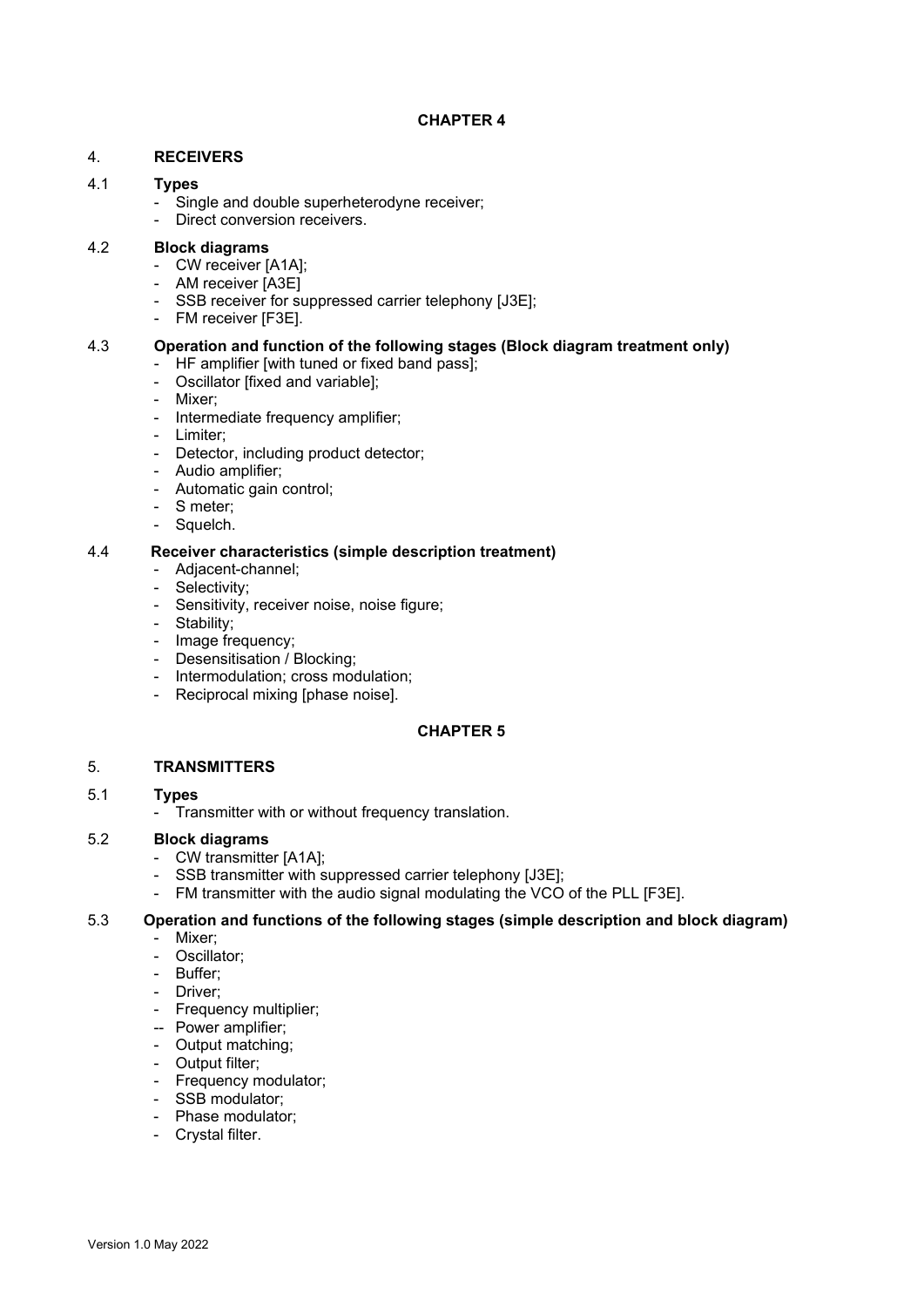## CHAPTER 4

### 4. RECEIVERS

#### 4.1 Types

- Single and double superheterodyne receiver;
- Direct conversion receivers.

#### 4.2 Block diagrams

- CW receiver [A1A];
- AM receiver [A3E]
- SSB receiver for suppressed carrier telephony [J3E];
- FM receiver [F3E].

#### 4.3 Operation and function of the following stages (Block diagram treatment only)

- HF amplifier [with tuned or fixed band pass];
- Oscillator [fixed and variable];
- Mixer;
- Intermediate frequency amplifier;
- Limiter;
- Detector, including product detector;
- Audio amplifier;
- Automatic gain control;
- S meter;
- Squelch.

#### 4.4 Receiver characteristics (simple description treatment)

- Adjacent-channel;
- Selectivity;
- Sensitivity, receiver noise, noise figure;
- Stability;
- Image frequency;
- Desensitisation / Blocking;
- Intermodulation; cross modulation;
- Reciprocal mixing [phase noise].

## CHAPTER 5

### 5. TRANSMITTERS

#### 5.1 Types

- Transmitter with or without frequency translation.

#### 5.2 Block diagrams

- CW transmitter [A1A];
- SSB transmitter with suppressed carrier telephony [J3E];
- FM transmitter with the audio signal modulating the VCO of the PLL [F3E].

#### 5.3 Operation and functions of the following stages (simple description and block diagram)

- Mixer;
- Oscillator;
- Buffer;
- Driver;
- Frequency multiplier;
- Power amplifier;
- Output matching;
- Output filter;
- Frequency modulator;
- SSB modulator;
- Phase modulator;
- Crystal filter.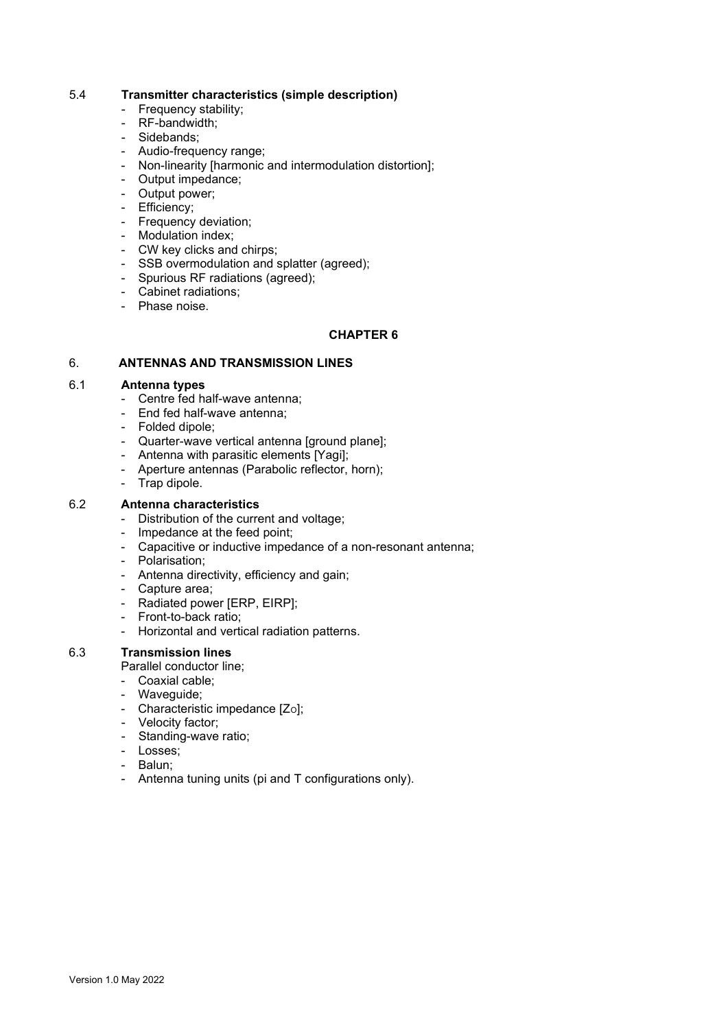### 5.4 Transmitter characteristics (simple description)

- Frequency stability;
- RF-bandwidth;
- Sidebands;
- Audio-frequency range;
- Non-linearity [harmonic and intermodulation distortion];
- Output impedance;
- Output power;
- Efficiency;
- Frequency deviation;
- Modulation index;
- CW key clicks and chirps;
- SSB overmodulation and splatter (agreed);
- Spurious RF radiations (agreed);
- Cabinet radiations;
- Phase noise.

## CHAPTER 6

## 6. ANTENNAS AND TRANSMISSION LINES

### 6.1 Antenna types

- Centre fed half-wave antenna;
- End fed half-wave antenna;
- Folded dipole;
- Quarter-wave vertical antenna [ground plane];
- Antenna with parasitic elements [Yagi];
- Aperture antennas (Parabolic reflector, horn);
- Trap dipole.

### 6.2 Antenna characteristics

- Distribution of the current and voltage;
- Impedance at the feed point;
- Capacitive or inductive impedance of a non-resonant antenna;
- Polarisation;
- Antenna directivity, efficiency and gain;
- Capture area;
- Radiated power [ERP, EIRP];
- Front-to-back ratio;
- Horizontal and vertical radiation patterns.

### 6.3 Transmission lines

Parallel conductor line;

- Coaxial cable;
- Waveguide;
- Characteristic impedance [$Z_O$];
- Velocity factor;
- Standing-wave ratio;
- Losses;
- Balun;
- Antenna tuning units (pi and T configurations only).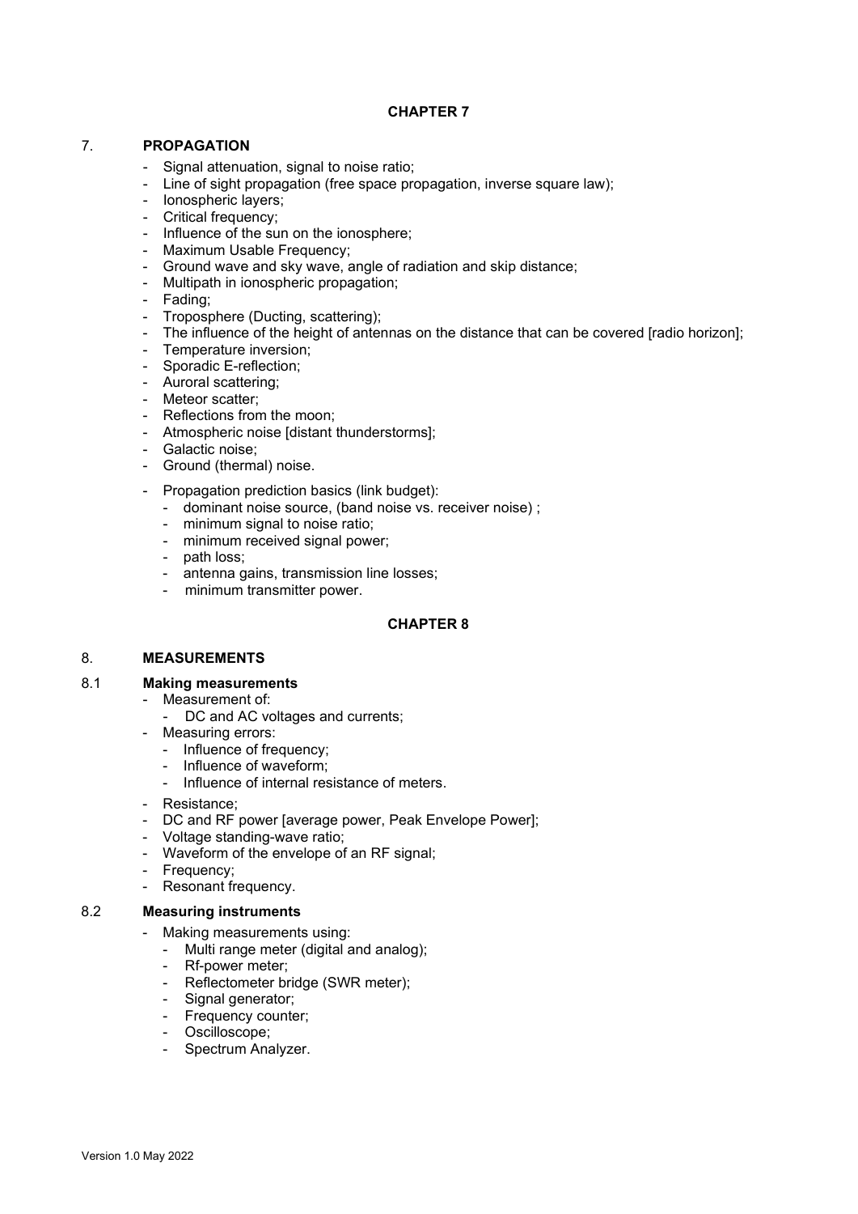## CHAPTER 7

### 7. PROPAGATION

- Signal attenuation, signal to noise ratio;
- Line of sight propagation (free space propagation, inverse square law);
- Ionospheric layers;
- Critical frequency;
- Influence of the sun on the ionosphere;
- Maximum Usable Frequency;
- Ground wave and sky wave, angle of radiation and skip distance;
- Multipath in ionospheric propagation;
- Fading;
- Troposphere (Ducting, scattering);
- The influence of the height of antennas on the distance that can be covered [radio horizon];
- Temperature inversion;
- Sporadic E-reflection;
- Auroral scattering;
- Meteor scatter;
- Reflections from the moon;
- Atmospheric noise [distant thunderstorms];
- Galactic noise;
- Ground (thermal) noise.

- Propagation prediction basics (link budget):
  - dominant noise source, (band noise vs. receiver noise) ;
  - minimum signal to noise ratio;
  - minimum received signal power;
  - path loss;
  - antenna gains, transmission line losses;
  - minimum transmitter power.

## CHAPTER 8

### 8. MEASUREMENTS

#### 8.1 Making measurements

- Measurement of:
  - DC and AC voltages and currents;
- Measuring errors:
  - Influence of frequency;
  - Influence of waveform;
  - Influence of internal resistance of meters.

- Resistance;
- DC and RF power [average power, Peak Envelope Power];
- Voltage standing-wave ratio;
- Waveform of the envelope of an RF signal;
- Frequency;
- Resonant frequency.

#### 8.2 Measuring instruments

- Making measurements using:
  - Multi range meter (digital and analog);
  - Rf-power meter;
  - Reflectometer bridge (SWR meter);
  - Signal generator;
  - Frequency counter;
  - Oscilloscope;
  - Spectrum Analyzer.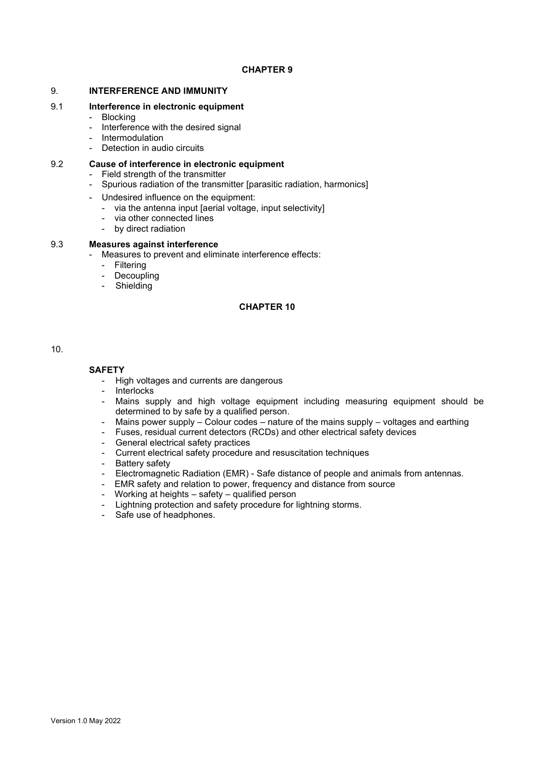## CHAPTER 9

## 9. INTERFERENCE AND IMMUNITY

### 9.1 Interference in electronic equipment

- Blocking
- Interference with the desired signal
- Intermodulation
- Detection in audio circuits

### 9.2 Cause of interference in electronic equipment

- Field strength of the transmitter
- Spurious radiation of the transmitter [parasitic radiation, harmonics]
- Undesired influence on the equipment:
  - via the antenna input [aerial voltage, input selectivity]
  - via other connected lines
  - by direct radiation

### 9.3 Measures against interference

- Measures to prevent and eliminate interference effects:
  - Filtering
  - Decoupling
  - Shielding

## CHAPTER 10

## 10. SAFETY

- High voltages and currents are dangerous
- Interlocks
- Mains supply and high voltage equipment including measuring equipment should be determined to by safe by a qualified person.
- Mains power supply – Colour codes – nature of the mains supply – voltages and earthing
- Fuses, residual current detectors (RCDs) and other electrical safety devices
- General electrical safety practices
- Current electrical safety procedure and resuscitation techniques
- Battery safety
- Electromagnetic Radiation (EMR) - Safe distance of people and animals from antennas.
- EMR safety and relation to power, frequency and distance from source
- Working at heights – safety – qualified person
- Lightning protection and safety procedure for lightning storms.
- Safe use of headphones.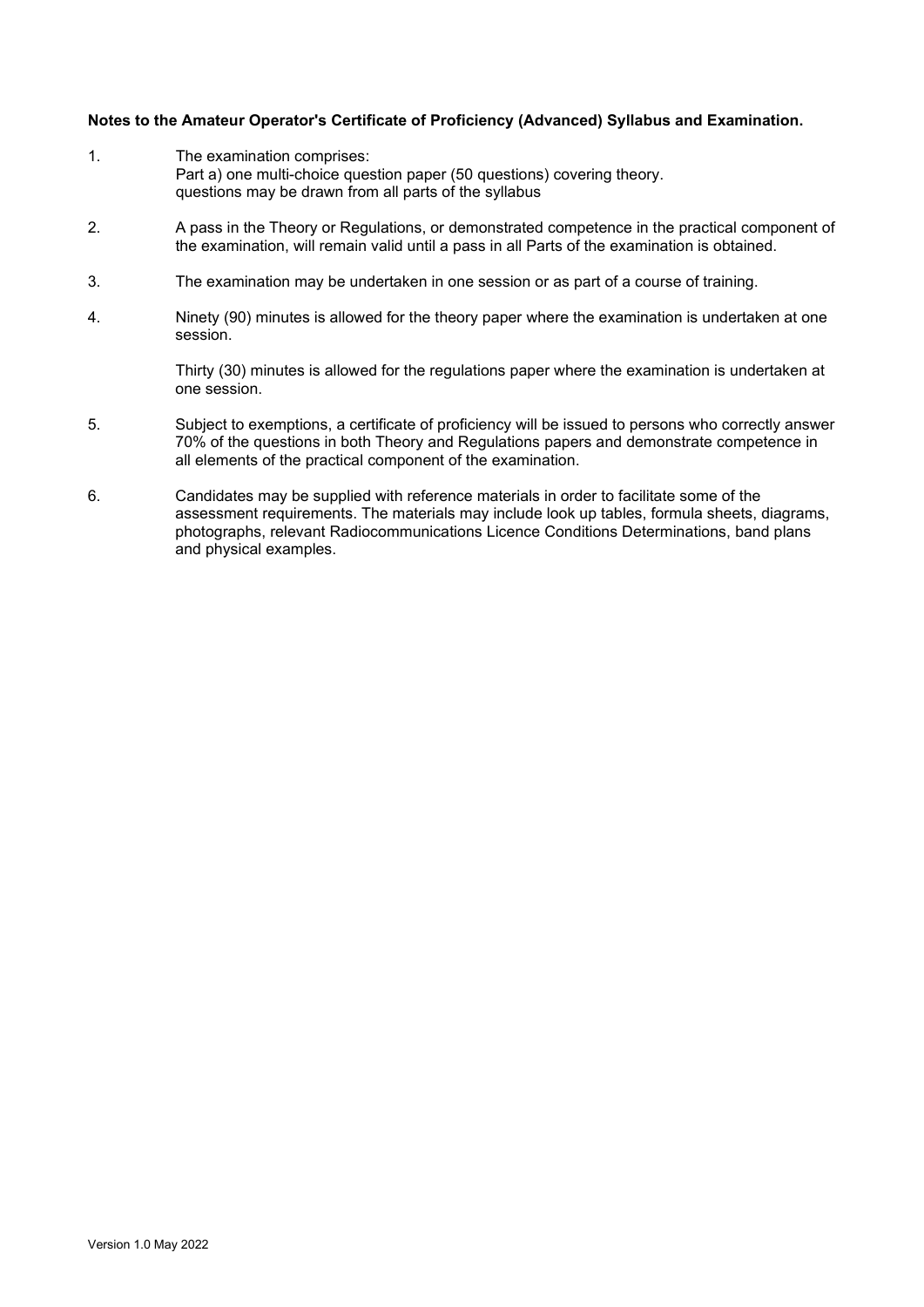**Notes to the Amateur Operator's Certificate of Proficiency (Advanced) Syllabus and Examination.**

1. The examination comprises:
   Part a) one multi-choice question paper (50 questions) covering theory.
   questions may be drawn from all parts of the syllabus

2. A pass in the Theory or Regulations, or demonstrated competence in the practical component of the examination, will remain valid until a pass in all Parts of the examination is obtained.

3. The examination may be undertaken in one session or as part of a course of training.

4. Ninety (90) minutes is allowed for the theory paper where the examination is undertaken at one session.

   Thirty (30) minutes is allowed for the regulations paper where the examination is undertaken at one session.

5. Subject to exemptions, a certificate of proficiency will be issued to persons who correctly answer 70% of the questions in both Theory and Regulations papers and demonstrate competence in all elements of the practical component of the examination.

6. Candidates may be supplied with reference materials in order to facilitate some of the assessment requirements. The materials may include look up tables, formula sheets, diagrams, photographs, relevant Radiocommunications Licence Conditions Determinations, band plans and physical examples.

Version 1.0 May 2022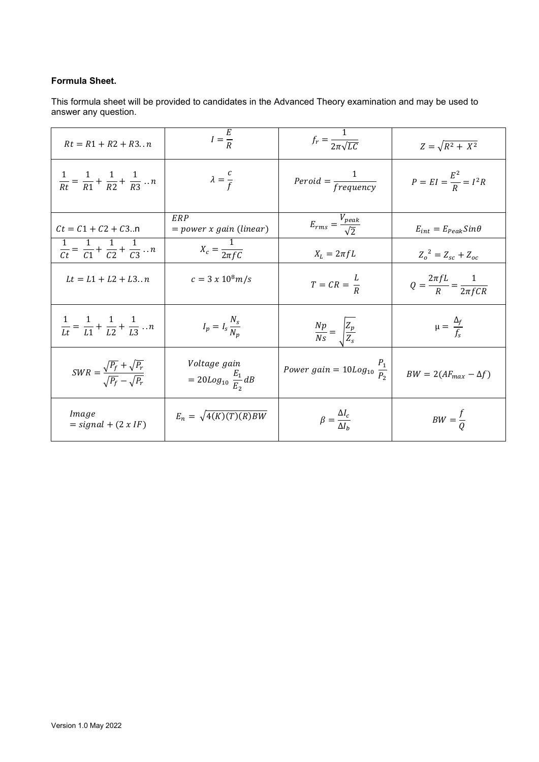**Formula Sheet.**

This formula sheet will be provided to candidates in the Advanced Theory examination and may be used to answer any question.

| | | | |
|---|---|---|---|
| $Rt = R1 + R2 + R3..n$ | $I = \frac{E}{R}$ | $f_r = \frac{1}{2\pi\sqrt{LC}}$ | $Z = \sqrt{R^2 + X^2}$ |
| $\frac{1}{Rt} = \frac{1}{R1} + \frac{1}{R2} + \frac{1}{R3}..n$ | $\lambda = \frac{c}{f}$ | $Peroid = \frac{1}{frequency}$ | $P = EI = \frac{E^2}{R} = I^2R$ |
| $Ct = C1 + C2 + C3..n$ | $ERP = power\ x\ gain\ (linear)$ | $E_{rms} = \frac{V_{peak}}{\sqrt{2}}$ | $E_{int} = E_{Peak}Sin\theta$ |
| $\frac{1}{Ct} = \frac{1}{C1} + \frac{1}{C2} + \frac{1}{C3}..n$ | $X_c = \frac{1}{2\pi fC}$ | $X_L = 2\pi fL$ | $Z_o{}^2 = Z_{sc} + Z_{oc}$ |
| $Lt = L1 + L2 + L3..n$ | $c = 3\ x\ 10^8 m/s$ | $T = CR = \frac{L}{R}$ | $Q = \frac{2\pi fL}{R} = \frac{1}{2\pi fCR}$ |
| $\frac{1}{Lt} = \frac{1}{L1} + \frac{1}{L2} + \frac{1}{L3}..n$ | $I_p = I_s\frac{N_s}{N_p}$ | $\frac{Np}{Ns} = \sqrt{\frac{Z_p}{Z_s}}$ | $\mu = \frac{\Delta_f}{f_s}$ |
| $SWR = \frac{\sqrt{P_f} + \sqrt{P_r}}{\sqrt{P_f} - \sqrt{P_r}}$ | $Voltage\ gain = 20Log_{10}\frac{E_1}{E_2}dB$ | $Power\ gain = 10Log_{10}\frac{P_1}{P_2}$ | $BW = 2(AF_{max} - \Delta f)$ |
| $Image = signal + (2\ x\ IF)$ | $E_n = \sqrt{4(K)(T)(R)BW}$ | $\beta = \frac{\Delta I_c}{\Delta I_b}$ | $BW = \frac{f}{Q}$ |

Version 1.0 May 2022